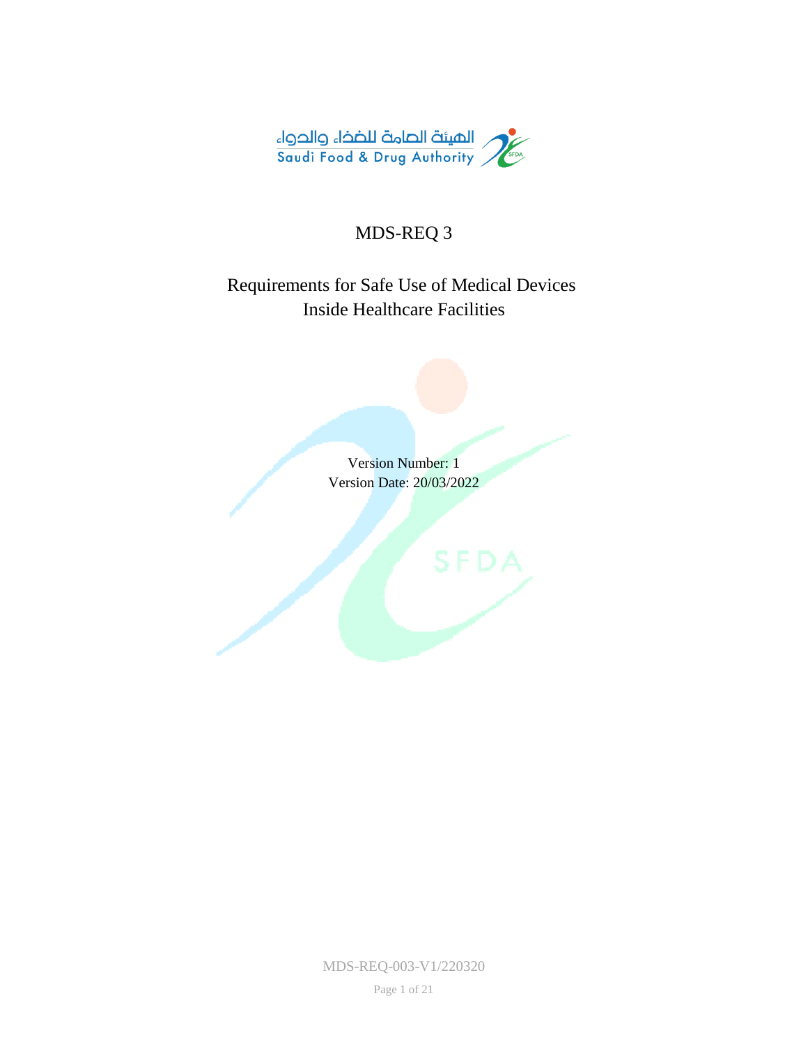الهيئة العامة للغذاء والدواء
Saudi Food & Drug Authority

# MDS-REQ 3

## Requirements for Safe Use of Medical Devices Inside Healthcare Facilities

Version Number: 1
Version Date: 20/03/2022

MDS-REQ-003-V1/220320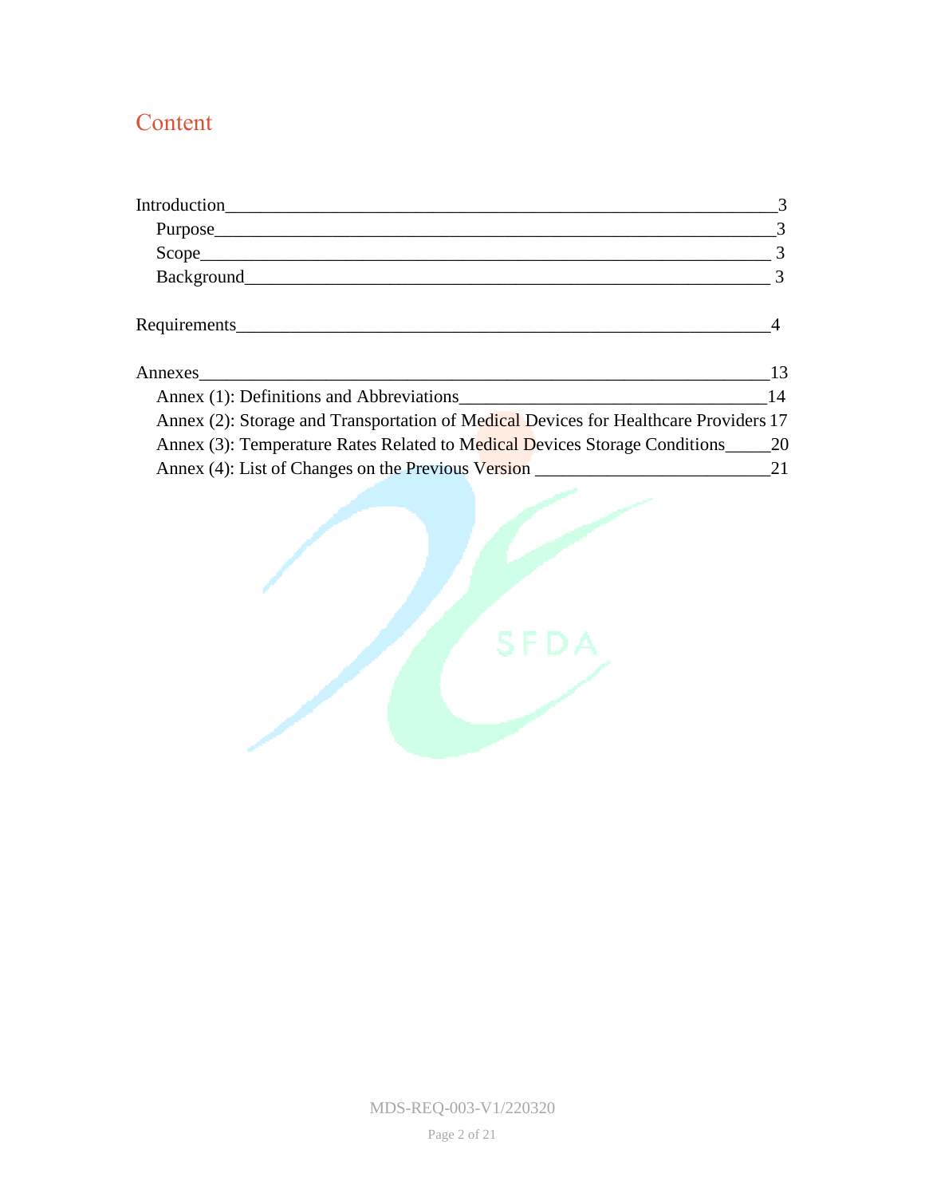# Content

Introduction ____ 3
- Purpose ____ 3
- Scope ____ 3
- Background ____ 3

Requirements ____ 4

Annexes ____ 13
- Annex (1): Definitions and Abbreviations ____ 14
- Annex (2): Storage and Transportation of Medical Devices for Healthcare Providers 17
- Annex (3): Temperature Rates Related to Medical Devices Storage Conditions ____ 20
- Annex (4): List of Changes on the Previous Version ____ 21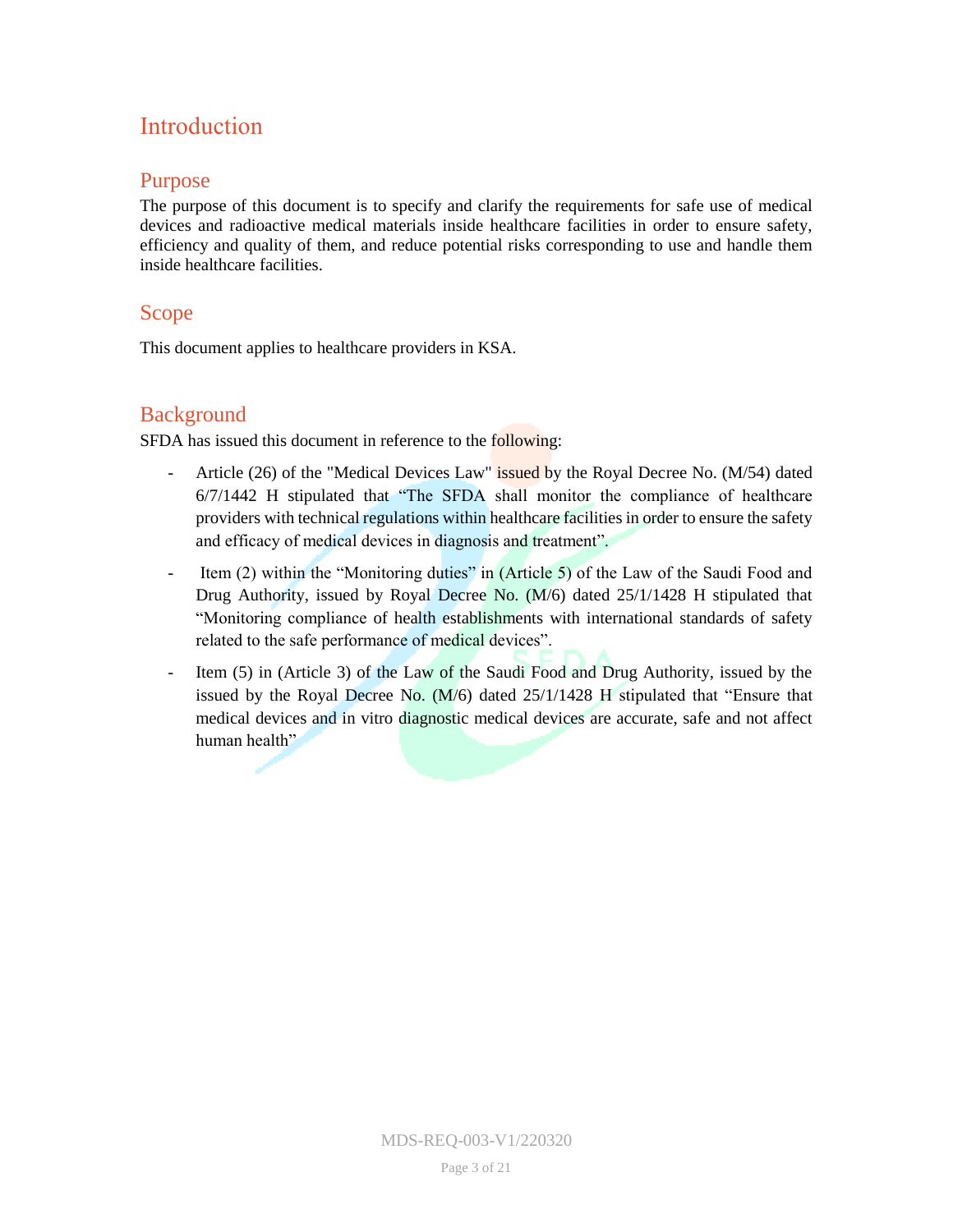# Introduction

## Purpose

The purpose of this document is to specify and clarify the requirements for safe use of medical devices and radioactive medical materials inside healthcare facilities in order to ensure safety, efficiency and quality of them, and reduce potential risks corresponding to use and handle them inside healthcare facilities.

## Scope

This document applies to healthcare providers in KSA.

## Background

SFDA has issued this document in reference to the following:

- Article (26) of the "Medical Devices Law" issued by the Royal Decree No. (M/54) dated 6/7/1442 H stipulated that "The SFDA shall monitor the compliance of healthcare providers with technical regulations within healthcare facilities in order to ensure the safety and efficacy of medical devices in diagnosis and treatment".
- Item (2) within the "Monitoring duties" in (Article 5) of the Law of the Saudi Food and Drug Authority, issued by Royal Decree No. (M/6) dated 25/1/1428 H stipulated that "Monitoring compliance of health establishments with international standards of safety related to the safe performance of medical devices".
- Item (5) in (Article 3) of the Law of the Saudi Food and Drug Authority, issued by the issued by the Royal Decree No. (M/6) dated 25/1/1428 H stipulated that "Ensure that medical devices and in vitro diagnostic medical devices are accurate, safe and not affect human health".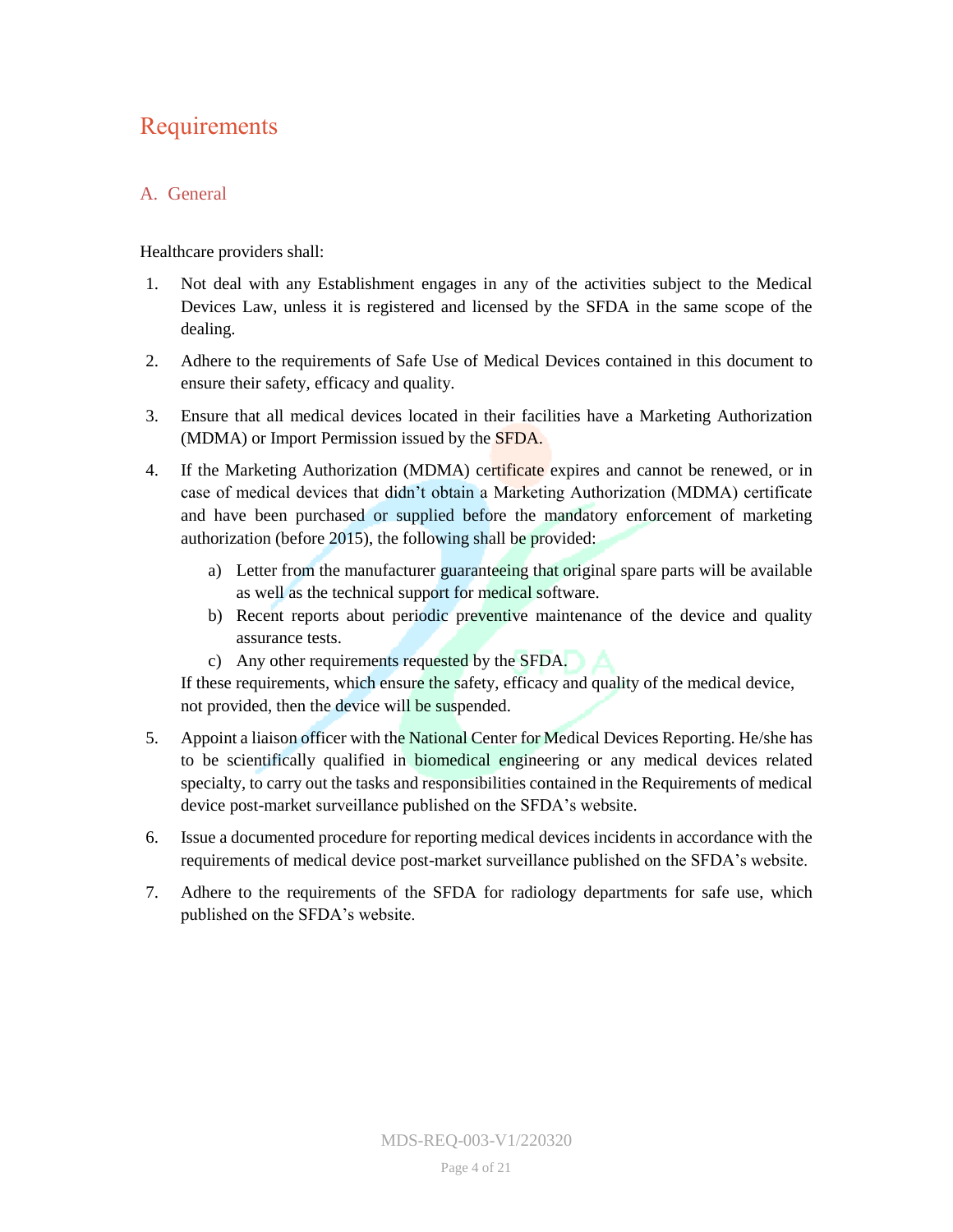# Requirements

## A. General

Healthcare providers shall:

1. Not deal with any Establishment engages in any of the activities subject to the Medical Devices Law, unless it is registered and licensed by the SFDA in the same scope of the dealing.
2. Adhere to the requirements of Safe Use of Medical Devices contained in this document to ensure their safety, efficacy and quality.
3. Ensure that all medical devices located in their facilities have a Marketing Authorization (MDMA) or Import Permission issued by the SFDA.
4. If the Marketing Authorization (MDMA) certificate expires and cannot be renewed, or in case of medical devices that didn't obtain a Marketing Authorization (MDMA) certificate and have been purchased or supplied before the mandatory enforcement of marketing authorization (before 2015), the following shall be provided:
   a) Letter from the manufacturer guaranteeing that original spare parts will be available as well as the technical support for medical software.
   b) Recent reports about periodic preventive maintenance of the device and quality assurance tests.
   c) Any other requirements requested by the SFDA.

   If these requirements, which ensure the safety, efficacy and quality of the medical device, not provided, then the device will be suspended.
5. Appoint a liaison officer with the National Center for Medical Devices Reporting. He/she has to be scientifically qualified in biomedical engineering or any medical devices related specialty, to carry out the tasks and responsibilities contained in the Requirements of medical device post-market surveillance published on the SFDA's website.
6. Issue a documented procedure for reporting medical devices incidents in accordance with the requirements of medical device post-market surveillance published on the SFDA's website.
7. Adhere to the requirements of the SFDA for radiology departments for safe use, which published on the SFDA's website.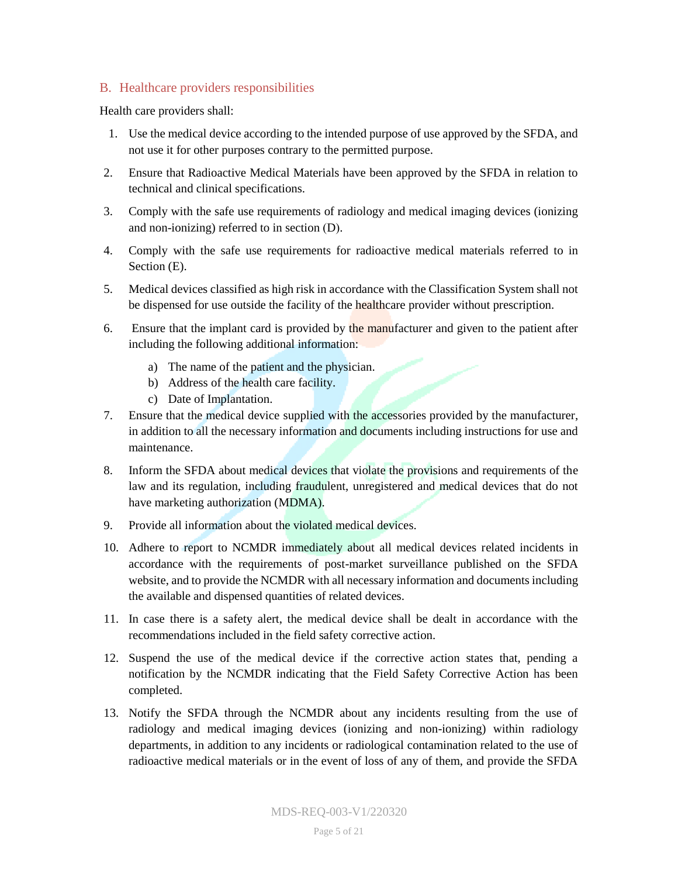## B. Healthcare providers responsibilities

Health care providers shall:

1. Use the medical device according to the intended purpose of use approved by the SFDA, and not use it for other purposes contrary to the permitted purpose.
2. Ensure that Radioactive Medical Materials have been approved by the SFDA in relation to technical and clinical specifications.
3. Comply with the safe use requirements of radiology and medical imaging devices (ionizing and non-ionizing) referred to in section (D).
4. Comply with the safe use requirements for radioactive medical materials referred to in Section (E).
5. Medical devices classified as high risk in accordance with the Classification System shall not be dispensed for use outside the facility of the healthcare provider without prescription.
6. Ensure that the implant card is provided by the manufacturer and given to the patient after including the following additional information:
   a) The name of the patient and the physician.
   b) Address of the health care facility.
   c) Date of Implantation.
7. Ensure that the medical device supplied with the accessories provided by the manufacturer, in addition to all the necessary information and documents including instructions for use and maintenance.
8. Inform the SFDA about medical devices that violate the provisions and requirements of the law and its regulation, including fraudulent, unregistered and medical devices that do not have marketing authorization (MDMA).
9. Provide all information about the violated medical devices.
10. Adhere to report to NCMDR immediately about all medical devices related incidents in accordance with the requirements of post-market surveillance published on the SFDA website, and to provide the NCMDR with all necessary information and documents including the available and dispensed quantities of related devices.
11. In case there is a safety alert, the medical device shall be dealt in accordance with the recommendations included in the field safety corrective action.
12. Suspend the use of the medical device if the corrective action states that, pending a notification by the NCMDR indicating that the Field Safety Corrective Action has been completed.
13. Notify the SFDA through the NCMDR about any incidents resulting from the use of radiology and medical imaging devices (ionizing and non-ionizing) within radiology departments, in addition to any incidents or radiological contamination related to the use of radioactive medical materials or in the event of loss of any of them, and provide the SFDA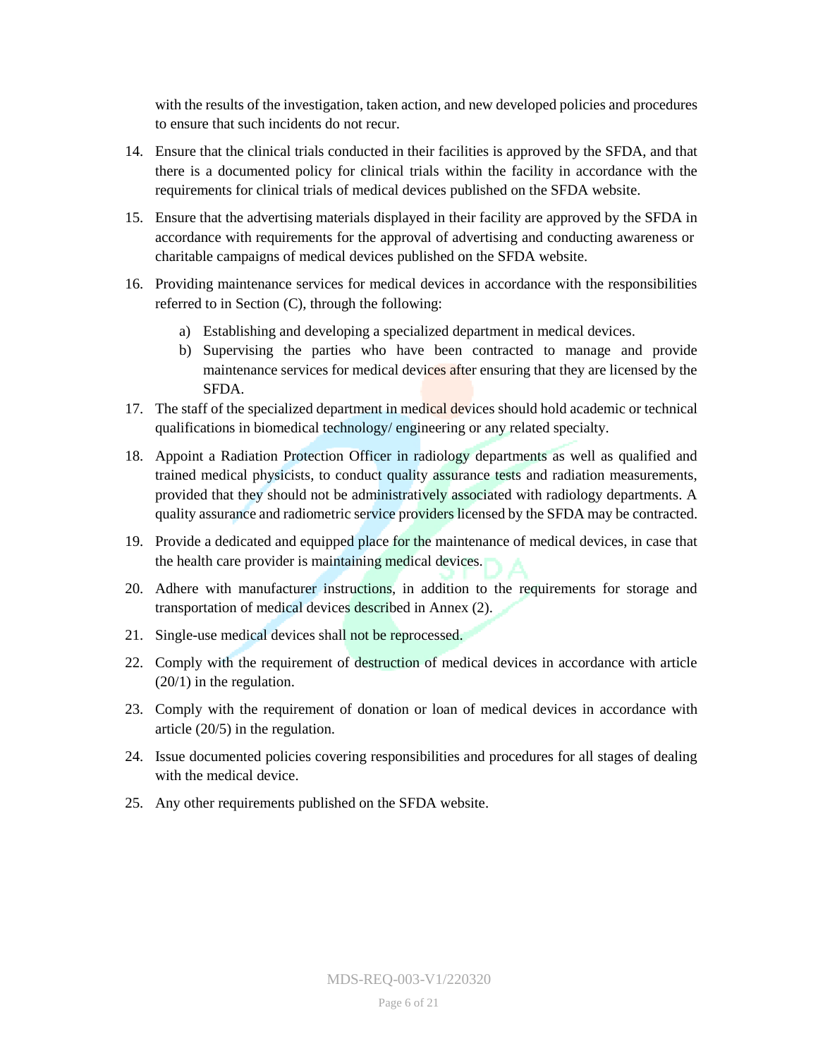with the results of the investigation, taken action, and new developed policies and procedures to ensure that such incidents do not recur.

14. Ensure that the clinical trials conducted in their facilities is approved by the SFDA, and that there is a documented policy for clinical trials within the facility in accordance with the requirements for clinical trials of medical devices published on the SFDA website.
15. Ensure that the advertising materials displayed in their facility are approved by the SFDA in accordance with requirements for the approval of advertising and conducting awareness or charitable campaigns of medical devices published on the SFDA website.
16. Providing maintenance services for medical devices in accordance with the responsibilities referred to in Section (C), through the following:
    a) Establishing and developing a specialized department in medical devices.
    b) Supervising the parties who have been contracted to manage and provide maintenance services for medical devices after ensuring that they are licensed by the SFDA.
17. The staff of the specialized department in medical devices should hold academic or technical qualifications in biomedical technology/ engineering or any related specialty.
18. Appoint a Radiation Protection Officer in radiology departments as well as qualified and trained medical physicists, to conduct quality assurance tests and radiation measurements, provided that they should not be administratively associated with radiology departments. A quality assurance and radiometric service providers licensed by the SFDA may be contracted.
19. Provide a dedicated and equipped place for the maintenance of medical devices, in case that the health care provider is maintaining medical devices.
20. Adhere with manufacturer instructions, in addition to the requirements for storage and transportation of medical devices described in Annex (2).
21. Single-use medical devices shall not be reprocessed.
22. Comply with the requirement of destruction of medical devices in accordance with article (20/1) in the regulation.
23. Comply with the requirement of donation or loan of medical devices in accordance with article (20/5) in the regulation.
24. Issue documented policies covering responsibilities and procedures for all stages of dealing with the medical device.
25. Any other requirements published on the SFDA website.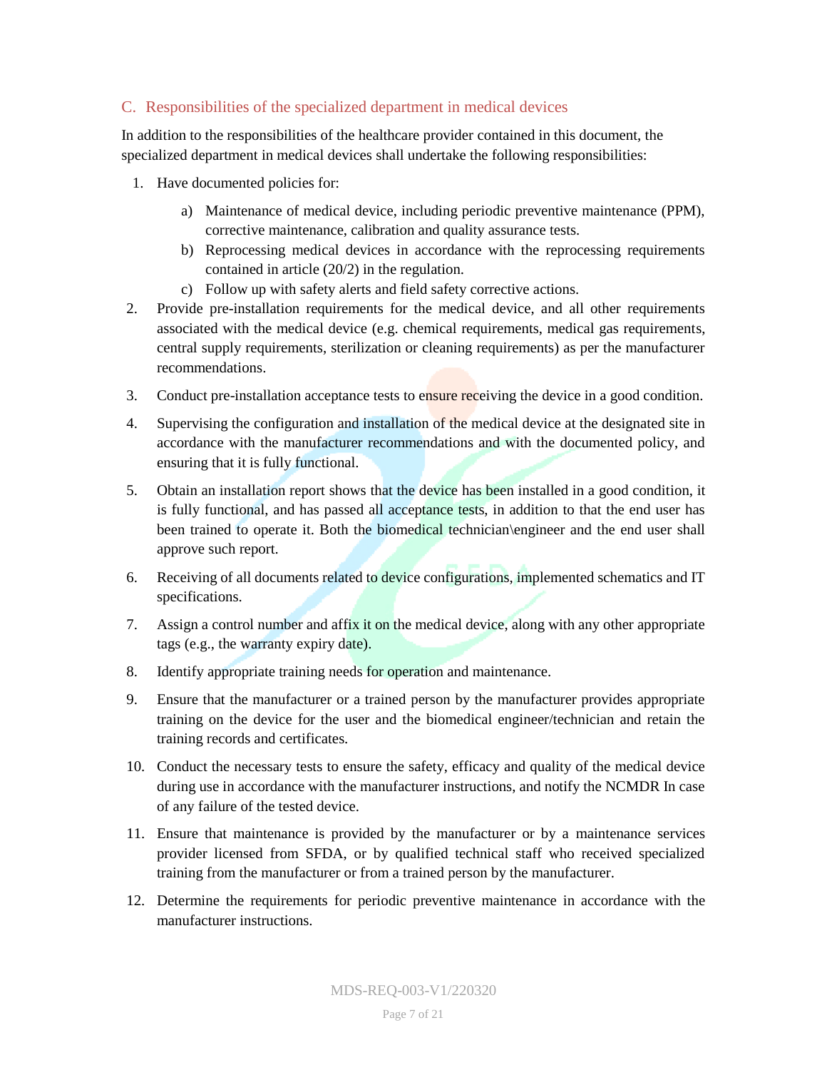## C. Responsibilities of the specialized department in medical devices

In addition to the responsibilities of the healthcare provider contained in this document, the specialized department in medical devices shall undertake the following responsibilities:

1. Have documented policies for:
   - a) Maintenance of medical device, including periodic preventive maintenance (PPM), corrective maintenance, calibration and quality assurance tests.
   - b) Reprocessing medical devices in accordance with the reprocessing requirements contained in article (20/2) in the regulation.
   - c) Follow up with safety alerts and field safety corrective actions.
2. Provide pre-installation requirements for the medical device, and all other requirements associated with the medical device (e.g. chemical requirements, medical gas requirements, central supply requirements, sterilization or cleaning requirements) as per the manufacturer recommendations.
3. Conduct pre-installation acceptance tests to ensure receiving the device in a good condition.
4. Supervising the configuration and installation of the medical device at the designated site in accordance with the manufacturer recommendations and with the documented policy, and ensuring that it is fully functional.
5. Obtain an installation report shows that the device has been installed in a good condition, it is fully functional, and has passed all acceptance tests, in addition to that the end user has been trained to operate it. Both the biomedical technician\engineer and the end user shall approve such report.
6. Receiving of all documents related to device configurations, implemented schematics and IT specifications.
7. Assign a control number and affix it on the medical device, along with any other appropriate tags (e.g., the warranty expiry date).
8. Identify appropriate training needs for operation and maintenance.
9. Ensure that the manufacturer or a trained person by the manufacturer provides appropriate training on the device for the user and the biomedical engineer/technician and retain the training records and certificates.
10. Conduct the necessary tests to ensure the safety, efficacy and quality of the medical device during use in accordance with the manufacturer instructions, and notify the NCMDR In case of any failure of the tested device.
11. Ensure that maintenance is provided by the manufacturer or by a maintenance services provider licensed from SFDA, or by qualified technical staff who received specialized training from the manufacturer or from a trained person by the manufacturer.
12. Determine the requirements for periodic preventive maintenance in accordance with the manufacturer instructions.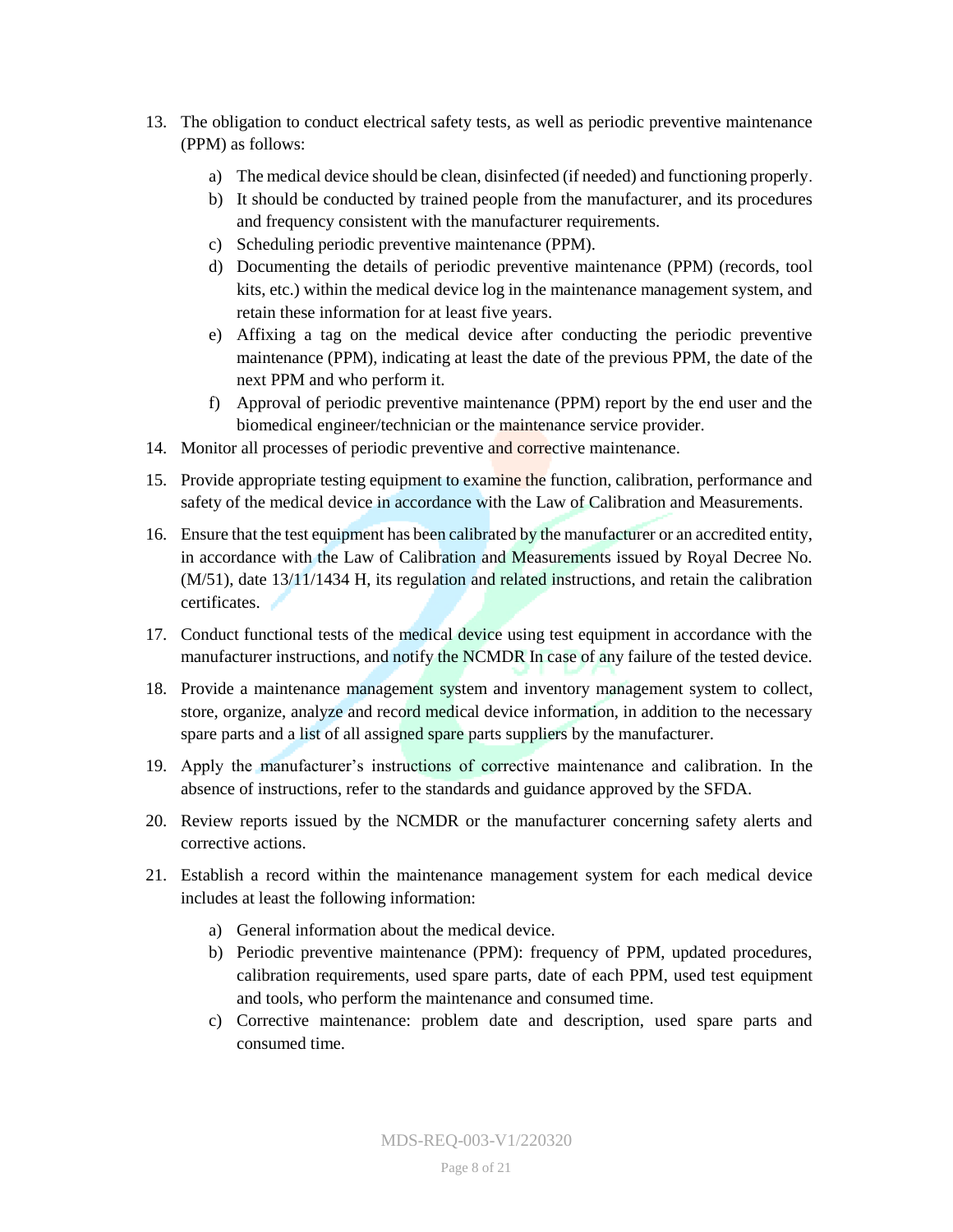13. The obligation to conduct electrical safety tests, as well as periodic preventive maintenance (PPM) as follows:
    a) The medical device should be clean, disinfected (if needed) and functioning properly.
    b) It should be conducted by trained people from the manufacturer, and its procedures and frequency consistent with the manufacturer requirements.
    c) Scheduling periodic preventive maintenance (PPM).
    d) Documenting the details of periodic preventive maintenance (PPM) (records, tool kits, etc.) within the medical device log in the maintenance management system, and retain these information for at least five years.
    e) Affixing a tag on the medical device after conducting the periodic preventive maintenance (PPM), indicating at least the date of the previous PPM, the date of the next PPM and who perform it.
    f) Approval of periodic preventive maintenance (PPM) report by the end user and the biomedical engineer/technician or the maintenance service provider.
14. Monitor all processes of periodic preventive and corrective maintenance.
15. Provide appropriate testing equipment to examine the function, calibration, performance and safety of the medical device in accordance with the Law of Calibration and Measurements.
16. Ensure that the test equipment has been calibrated by the manufacturer or an accredited entity, in accordance with the Law of Calibration and Measurements issued by Royal Decree No. (M/51), date 13/11/1434 H, its regulation and related instructions, and retain the calibration certificates.
17. Conduct functional tests of the medical device using test equipment in accordance with the manufacturer instructions, and notify the NCMDR In case of any failure of the tested device.
18. Provide a maintenance management system and inventory management system to collect, store, organize, analyze and record medical device information, in addition to the necessary spare parts and a list of all assigned spare parts suppliers by the manufacturer.
19. Apply the manufacturer's instructions of corrective maintenance and calibration. In the absence of instructions, refer to the standards and guidance approved by the SFDA.
20. Review reports issued by the NCMDR or the manufacturer concerning safety alerts and corrective actions.
21. Establish a record within the maintenance management system for each medical device includes at least the following information:
    a) General information about the medical device.
    b) Periodic preventive maintenance (PPM): frequency of PPM, updated procedures, calibration requirements, used spare parts, date of each PPM, used test equipment and tools, who perform the maintenance and consumed time.
    c) Corrective maintenance: problem date and description, used spare parts and consumed time.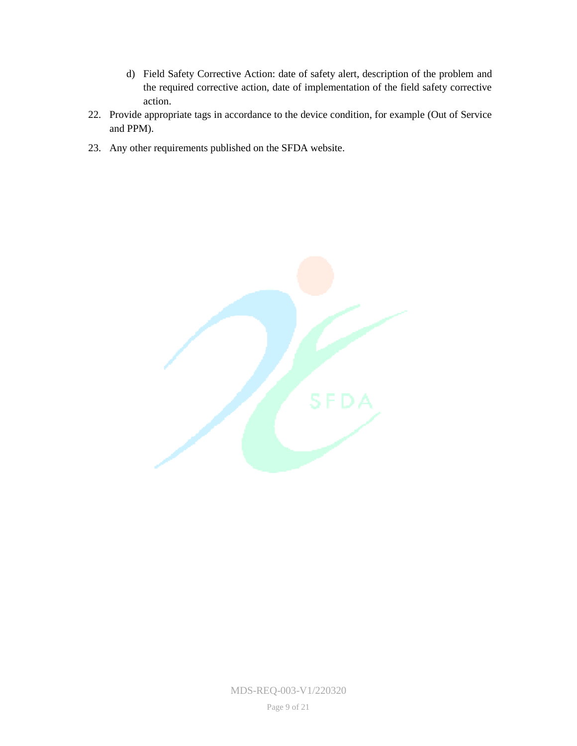d) Field Safety Corrective Action: date of safety alert, description of the problem and the required corrective action, date of implementation of the field safety corrective action.

22. Provide appropriate tags in accordance to the device condition, for example (Out of Service and PPM).

23. Any other requirements published on the SFDA website.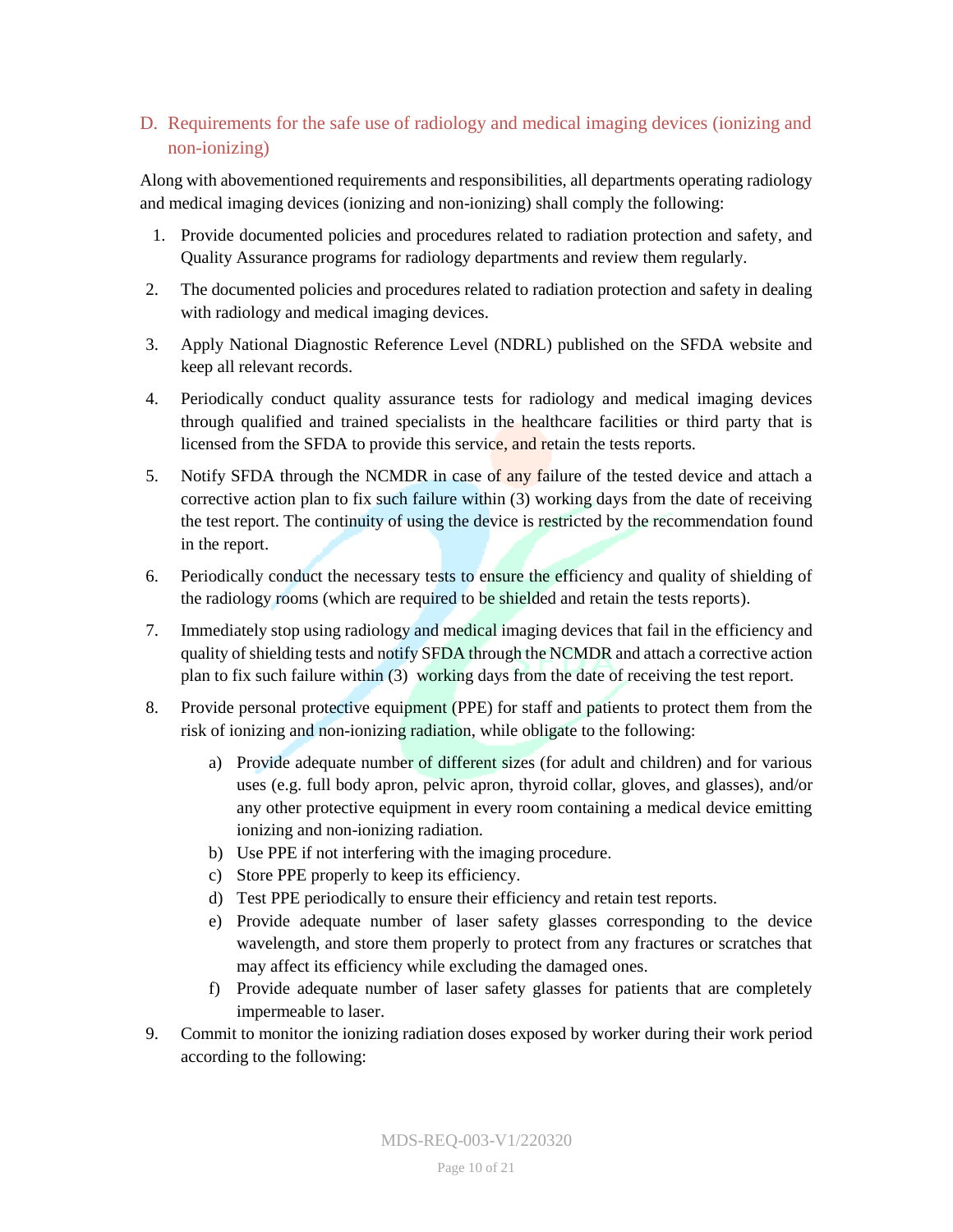## D. Requirements for the safe use of radiology and medical imaging devices (ionizing and non-ionizing)

Along with abovementioned requirements and responsibilities, all departments operating radiology and medical imaging devices (ionizing and non-ionizing) shall comply the following:

1. Provide documented policies and procedures related to radiation protection and safety, and Quality Assurance programs for radiology departments and review them regularly.
2. The documented policies and procedures related to radiation protection and safety in dealing with radiology and medical imaging devices.
3. Apply National Diagnostic Reference Level (NDRL) published on the SFDA website and keep all relevant records.
4. Periodically conduct quality assurance tests for radiology and medical imaging devices through qualified and trained specialists in the healthcare facilities or third party that is licensed from the SFDA to provide this service, and retain the tests reports.
5. Notify SFDA through the NCMDR in case of any failure of the tested device and attach a corrective action plan to fix such failure within (3) working days from the date of receiving the test report. The continuity of using the device is restricted by the recommendation found in the report.
6. Periodically conduct the necessary tests to ensure the efficiency and quality of shielding of the radiology rooms (which are required to be shielded and retain the tests reports).
7. Immediately stop using radiology and medical imaging devices that fail in the efficiency and quality of shielding tests and notify SFDA through the NCMDR and attach a corrective action plan to fix such failure within (3) working days from the date of receiving the test report.
8. Provide personal protective equipment (PPE) for staff and patients to protect them from the risk of ionizing and non-ionizing radiation, while obligate to the following:
   a) Provide adequate number of different sizes (for adult and children) and for various uses (e.g. full body apron, pelvic apron, thyroid collar, gloves, and glasses), and/or any other protective equipment in every room containing a medical device emitting ionizing and non-ionizing radiation.
   b) Use PPE if not interfering with the imaging procedure.
   c) Store PPE properly to keep its efficiency.
   d) Test PPE periodically to ensure their efficiency and retain test reports.
   e) Provide adequate number of laser safety glasses corresponding to the device wavelength, and store them properly to protect from any fractures or scratches that may affect its efficiency while excluding the damaged ones.
   f) Provide adequate number of laser safety glasses for patients that are completely impermeable to laser.
9. Commit to monitor the ionizing radiation doses exposed by worker during their work period according to the following: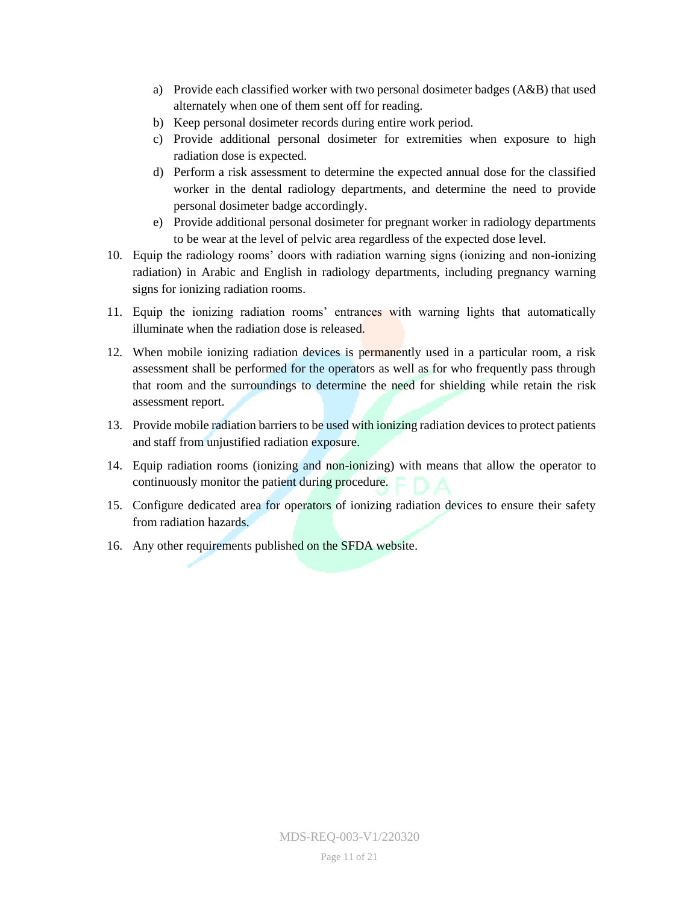a) Provide each classified worker with two personal dosimeter badges (A&B) that used alternately when one of them sent off for reading.
b) Keep personal dosimeter records during entire work period.
c) Provide additional personal dosimeter for extremities when exposure to high radiation dose is expected.
d) Perform a risk assessment to determine the expected annual dose for the classified worker in the dental radiology departments, and determine the need to provide personal dosimeter badge accordingly.
e) Provide additional personal dosimeter for pregnant worker in radiology departments to be wear at the level of pelvic area regardless of the expected dose level.

10. Equip the radiology rooms' doors with radiation warning signs (ionizing and non-ionizing radiation) in Arabic and English in radiology departments, including pregnancy warning signs for ionizing radiation rooms.
11. Equip the ionizing radiation rooms' entrances with warning lights that automatically illuminate when the radiation dose is released.
12. When mobile ionizing radiation devices is permanently used in a particular room, a risk assessment shall be performed for the operators as well as for who frequently pass through that room and the surroundings to determine the need for shielding while retain the risk assessment report.
13. Provide mobile radiation barriers to be used with ionizing radiation devices to protect patients and staff from unjustified radiation exposure.
14. Equip radiation rooms (ionizing and non-ionizing) with means that allow the operator to continuously monitor the patient during procedure.
15. Configure dedicated area for operators of ionizing radiation devices to ensure their safety from radiation hazards.
16. Any other requirements published on the SFDA website.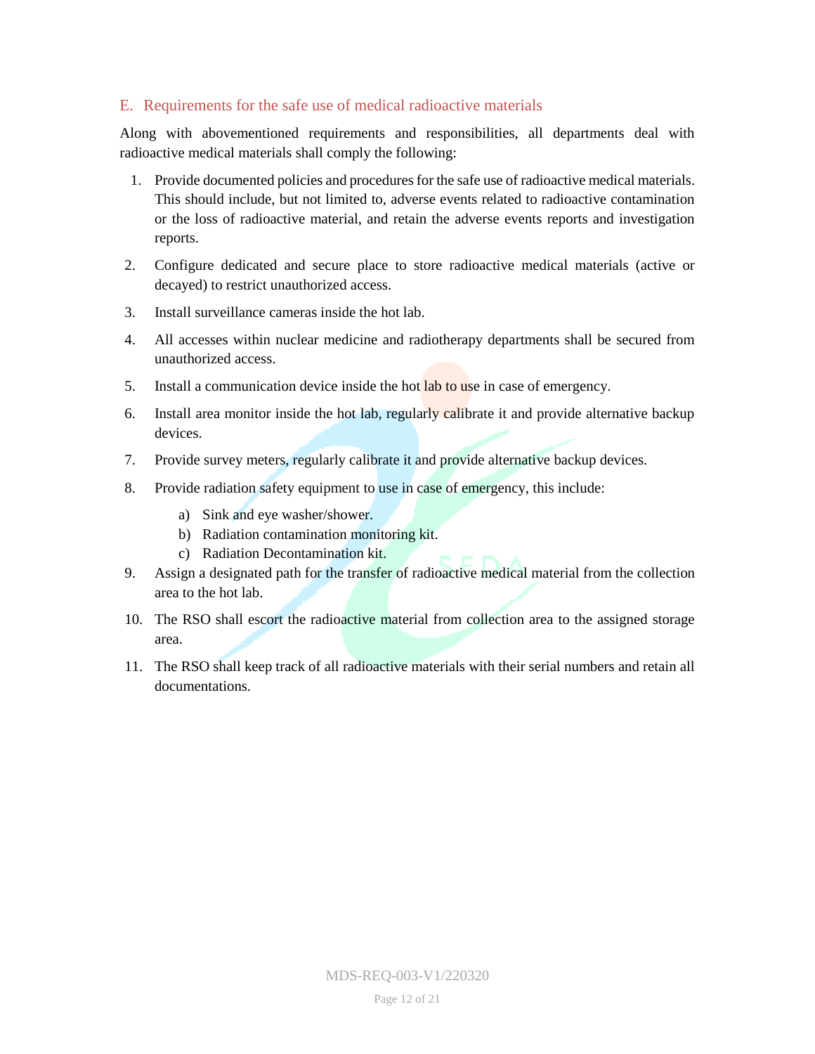## E. Requirements for the safe use of medical radioactive materials

Along with abovementioned requirements and responsibilities, all departments deal with radioactive medical materials shall comply the following:

1. Provide documented policies and procedures for the safe use of radioactive medical materials. This should include, but not limited to, adverse events related to radioactive contamination or the loss of radioactive material, and retain the adverse events reports and investigation reports.
2. Configure dedicated and secure place to store radioactive medical materials (active or decayed) to restrict unauthorized access.
3. Install surveillance cameras inside the hot lab.
4. All accesses within nuclear medicine and radiotherapy departments shall be secured from unauthorized access.
5. Install a communication device inside the hot lab to use in case of emergency.
6. Install area monitor inside the hot lab, regularly calibrate it and provide alternative backup devices.
7. Provide survey meters, regularly calibrate it and provide alternative backup devices.
8. Provide radiation safety equipment to use in case of emergency, this include:
   a) Sink and eye washer/shower.
   b) Radiation contamination monitoring kit.
   c) Radiation Decontamination kit.
9. Assign a designated path for the transfer of radioactive medical material from the collection area to the hot lab.
10. The RSO shall escort the radioactive material from collection area to the assigned storage area.
11. The RSO shall keep track of all radioactive materials with their serial numbers and retain all documentations.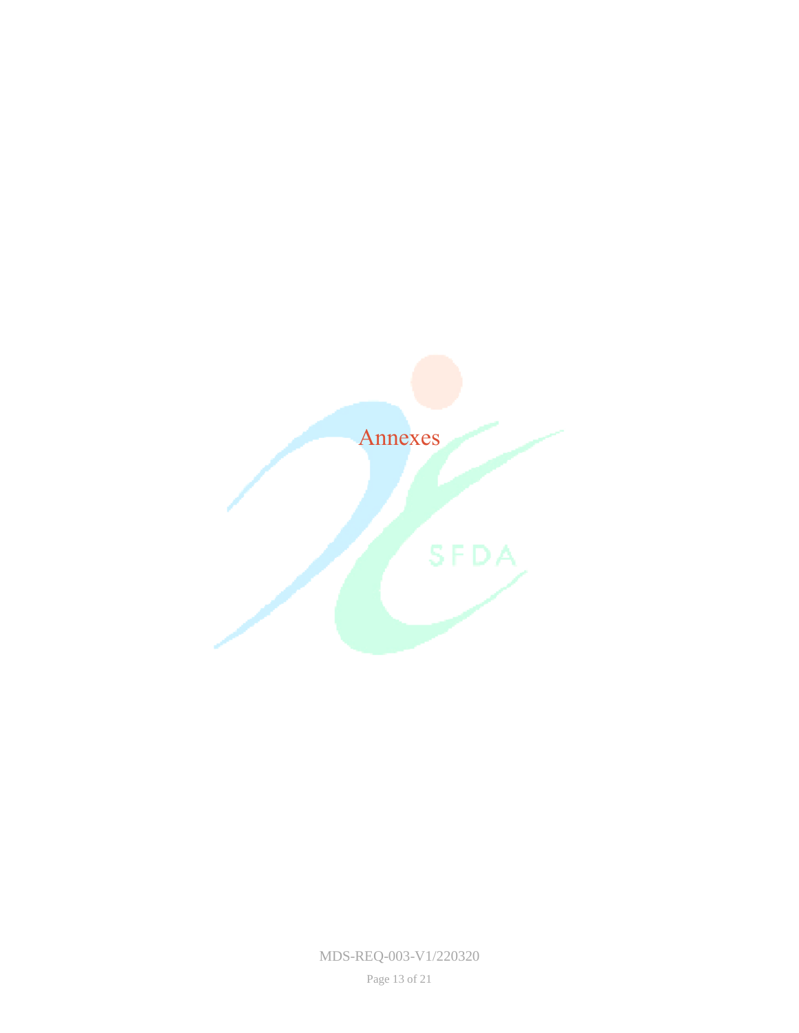# Annexes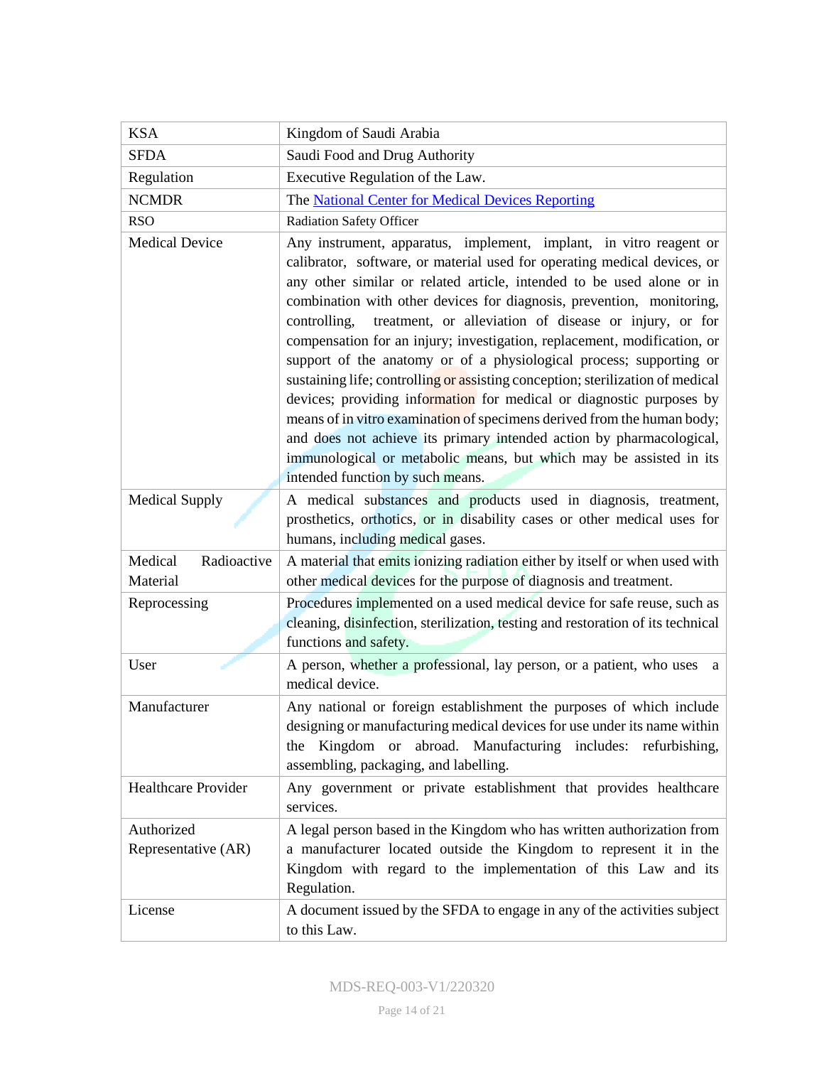| KSA | Kingdom of Saudi Arabia |
|---|---|
| SFDA | Saudi Food and Drug Authority |
| Regulation | Executive Regulation of the Law. |
| NCMDR | The National Center for Medical Devices Reporting |
| RSO | Radiation Safety Officer |
| Medical Device | Any instrument, apparatus, implement, implant, in vitro reagent or calibrator, software, or material used for operating medical devices, or any other similar or related article, intended to be used alone or in combination with other devices for diagnosis, prevention, monitoring, controlling, treatment, or alleviation of disease or injury, or for compensation for an injury; investigation, replacement, modification, or support of the anatomy or of a physiological process; supporting or sustaining life; controlling or assisting conception; sterilization of medical devices; providing information for medical or diagnostic purposes by means of in vitro examination of specimens derived from the human body; and does not achieve its primary intended action by pharmacological, immunological or metabolic means, but which may be assisted in its intended function by such means. |
| Medical Supply | A medical substances and products used in diagnosis, treatment, prosthetics, orthotics, or in disability cases or other medical uses for humans, including medical gases. |
| Medical Radioactive Material | A material that emits ionizing radiation either by itself or when used with other medical devices for the purpose of diagnosis and treatment. |
| Reprocessing | Procedures implemented on a used medical device for safe reuse, such as cleaning, disinfection, sterilization, testing and restoration of its technical functions and safety. |
| User | A person, whether a professional, lay person, or a patient, who uses a medical device. |
| Manufacturer | Any national or foreign establishment the purposes of which include designing or manufacturing medical devices for use under its name within the Kingdom or abroad. Manufacturing includes: refurbishing, assembling, packaging, and labelling. |
| Healthcare Provider | Any government or private establishment that provides healthcare services. |
| Authorized Representative (AR) | A legal person based in the Kingdom who has written authorization from a manufacturer located outside the Kingdom to represent it in the Kingdom with regard to the implementation of this Law and its Regulation. |
| License | A document issued by the SFDA to engage in any of the activities subject to this Law. |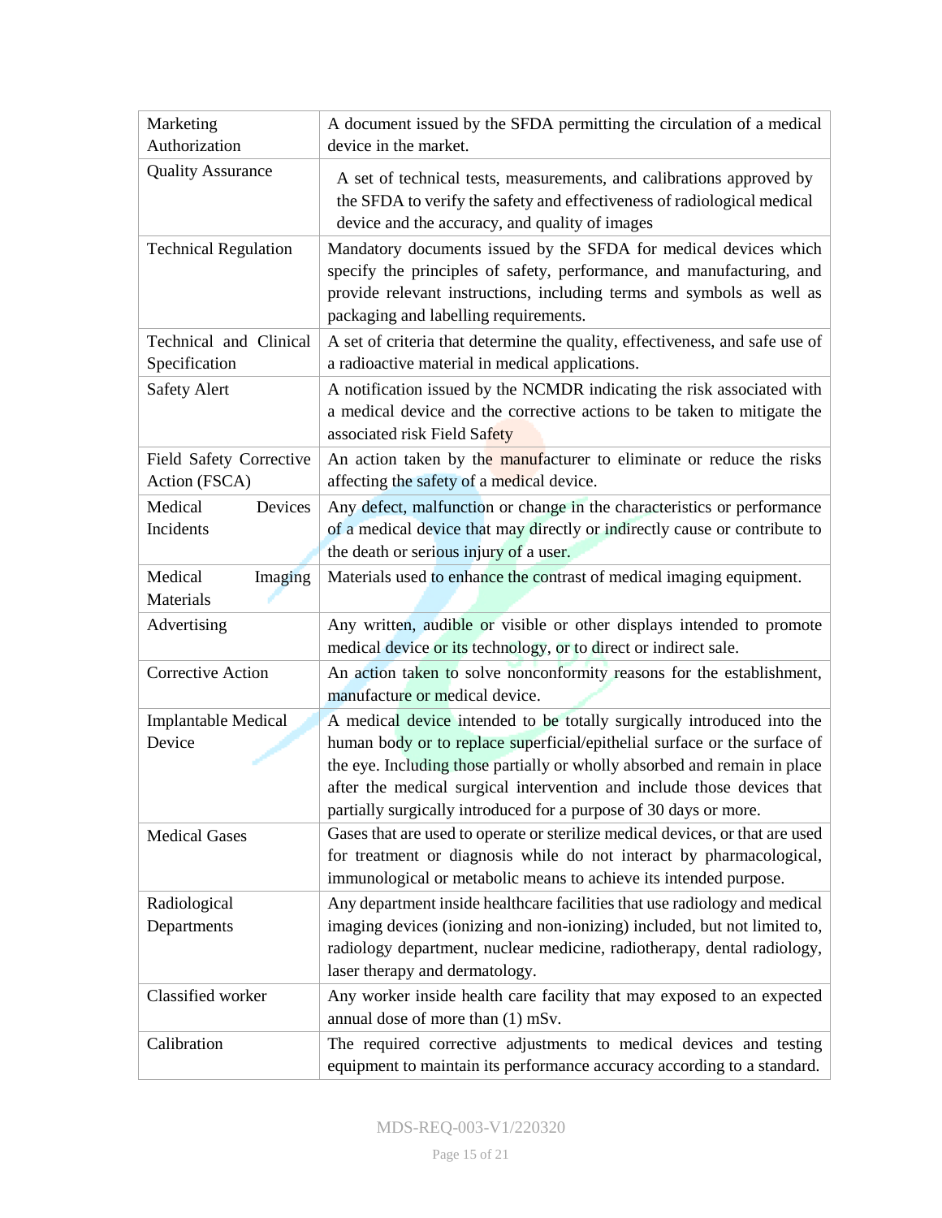| | |
|---|---|
| Marketing Authorization | A document issued by the SFDA permitting the circulation of a medical device in the market. |
| Quality Assurance | A set of technical tests, measurements, and calibrations approved by the SFDA to verify the safety and effectiveness of radiological medical device and the accuracy, and quality of images |
| Technical Regulation | Mandatory documents issued by the SFDA for medical devices which specify the principles of safety, performance, and manufacturing, and provide relevant instructions, including terms and symbols as well as packaging and labelling requirements. |
| Technical and Clinical Specification | A set of criteria that determine the quality, effectiveness, and safe use of a radioactive material in medical applications. |
| Safety Alert | A notification issued by the NCMDR indicating the risk associated with a medical device and the corrective actions to be taken to mitigate the associated risk Field Safety |
| Field Safety Corrective Action (FSCA) | An action taken by the manufacturer to eliminate or reduce the risks affecting the safety of a medical device. |
| Medical Devices Incidents | Any defect, malfunction or change in the characteristics or performance of a medical device that may directly or indirectly cause or contribute to the death or serious injury of a user. |
| Medical Imaging Materials | Materials used to enhance the contrast of medical imaging equipment. |
| Advertising | Any written, audible or visible or other displays intended to promote medical device or its technology, or to direct or indirect sale. |
| Corrective Action | An action taken to solve nonconformity reasons for the establishment, manufacture or medical device. |
| Implantable Medical Device | A medical device intended to be totally surgically introduced into the human body or to replace superficial/epithelial surface or the surface of the eye. Including those partially or wholly absorbed and remain in place after the medical surgical intervention and include those devices that partially surgically introduced for a purpose of 30 days or more. |
| Medical Gases | Gases that are used to operate or sterilize medical devices, or that are used for treatment or diagnosis while do not interact by pharmacological, immunological or metabolic means to achieve its intended purpose. |
| Radiological Departments | Any department inside healthcare facilities that use radiology and medical imaging devices (ionizing and non-ionizing) included, but not limited to, radiology department, nuclear medicine, radiotherapy, dental radiology, laser therapy and dermatology. |
| Classified worker | Any worker inside health care facility that may exposed to an expected annual dose of more than (1) mSv. |
| Calibration | The required corrective adjustments to medical devices and testing equipment to maintain its performance accuracy according to a standard. |

MDS-REQ-003-V1/220320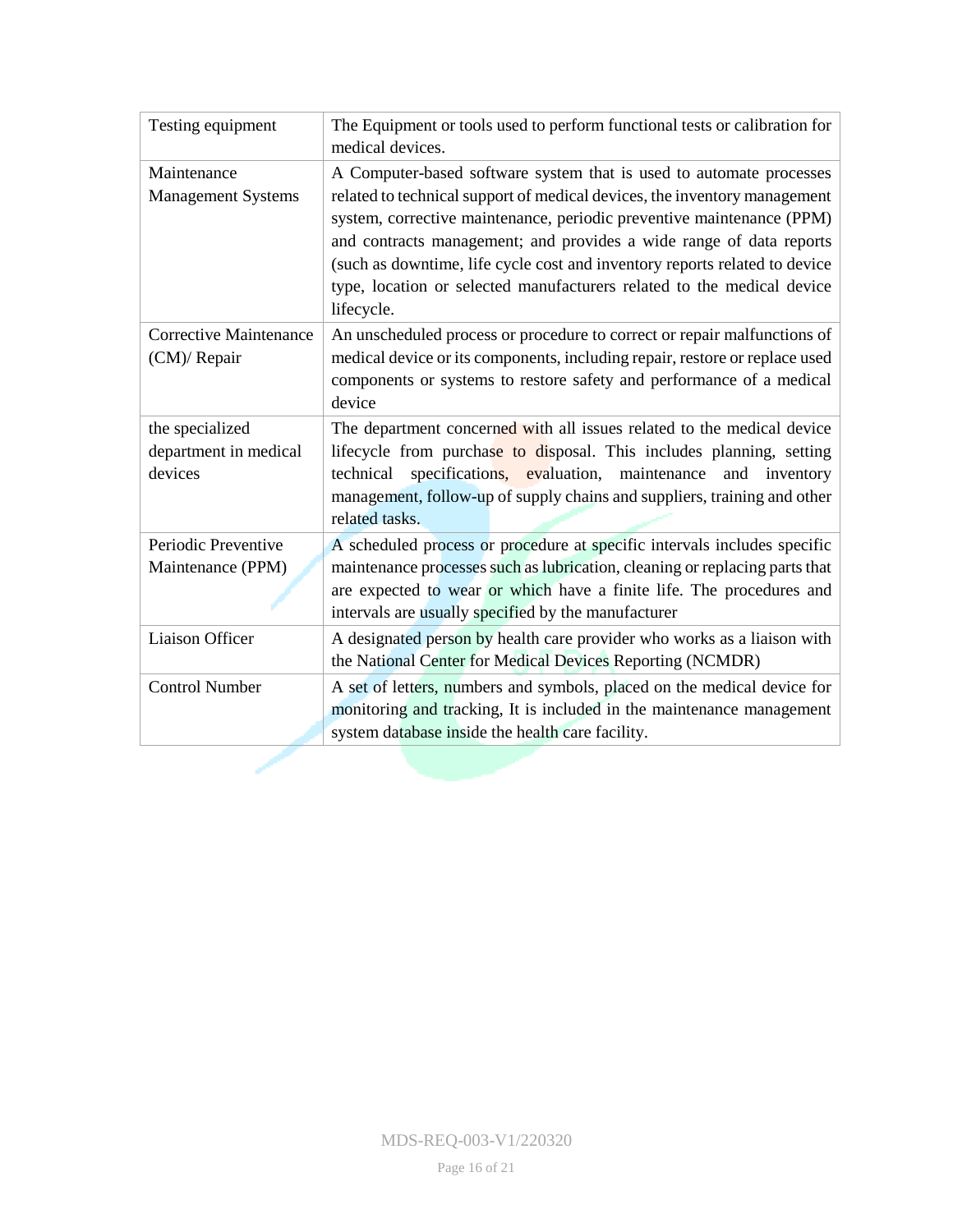| Testing equipment | The Equipment or tools used to perform functional tests or calibration for medical devices. |
|---|---|
| Maintenance Management Systems | A Computer-based software system that is used to automate processes related to technical support of medical devices, the inventory management system, corrective maintenance, periodic preventive maintenance (PPM) and contracts management; and provides a wide range of data reports (such as downtime, life cycle cost and inventory reports related to device type, location or selected manufacturers related to the medical device lifecycle. |
| Corrective Maintenance (CM)/ Repair | An unscheduled process or procedure to correct or repair malfunctions of medical device or its components, including repair, restore or replace used components or systems to restore safety and performance of a medical device |
| the specialized department in medical devices | The department concerned with all issues related to the medical device lifecycle from purchase to disposal. This includes planning, setting technical specifications, evaluation, maintenance and inventory management, follow-up of supply chains and suppliers, training and other related tasks. |
| Periodic Preventive Maintenance (PPM) | A scheduled process or procedure at specific intervals includes specific maintenance processes such as lubrication, cleaning or replacing parts that are expected to wear or which have a finite life. The procedures and intervals are usually specified by the manufacturer |
| Liaison Officer | A designated person by health care provider who works as a liaison with the National Center for Medical Devices Reporting (NCMDR) |
| Control Number | A set of letters, numbers and symbols, placed on the medical device for monitoring and tracking, It is included in the maintenance management system database inside the health care facility. |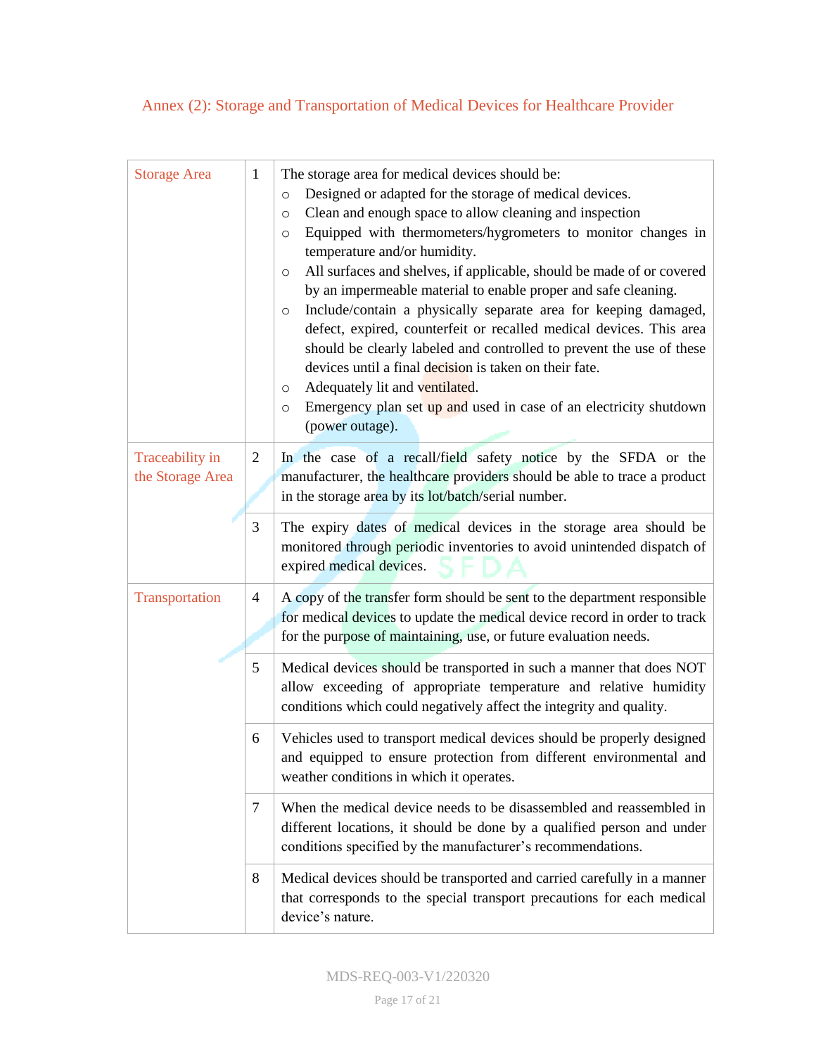## Annex (2): Storage and Transportation of Medical Devices for Healthcare Provider

| | | |
|---|---|---|
| Storage Area | 1 | The storage area for medical devices should be:<br>○ Designed or adapted for the storage of medical devices.<br>○ Clean and enough space to allow cleaning and inspection<br>○ Equipped with thermometers/hygrometers to monitor changes in temperature and/or humidity.<br>○ All surfaces and shelves, if applicable, should be made of or covered by an impermeable material to enable proper and safe cleaning.<br>○ Include/contain a physically separate area for keeping damaged, defect, expired, counterfeit or recalled medical devices. This area should be clearly labeled and controlled to prevent the use of these devices until a final decision is taken on their fate.<br>○ Adequately lit and ventilated.<br>○ Emergency plan set up and used in case of an electricity shutdown (power outage). |
| Traceability in the Storage Area | 2 | In the case of a recall/field safety notice by the SFDA or the manufacturer, the healthcare providers should be able to trace a product in the storage area by its lot/batch/serial number. |
| | 3 | The expiry dates of medical devices in the storage area should be monitored through periodic inventories to avoid unintended dispatch of expired medical devices. |
| Transportation | 4 | A copy of the transfer form should be sent to the department responsible for medical devices to update the medical device record in order to track for the purpose of maintaining, use, or future evaluation needs. |
| | 5 | Medical devices should be transported in such a manner that does NOT allow exceeding of appropriate temperature and relative humidity conditions which could negatively affect the integrity and quality. |
| | 6 | Vehicles used to transport medical devices should be properly designed and equipped to ensure protection from different environmental and weather conditions in which it operates. |
| | 7 | When the medical device needs to be disassembled and reassembled in different locations, it should be done by a qualified person and under conditions specified by the manufacturer's recommendations. |
| | 8 | Medical devices should be transported and carried carefully in a manner that corresponds to the special transport precautions for each medical device's nature. |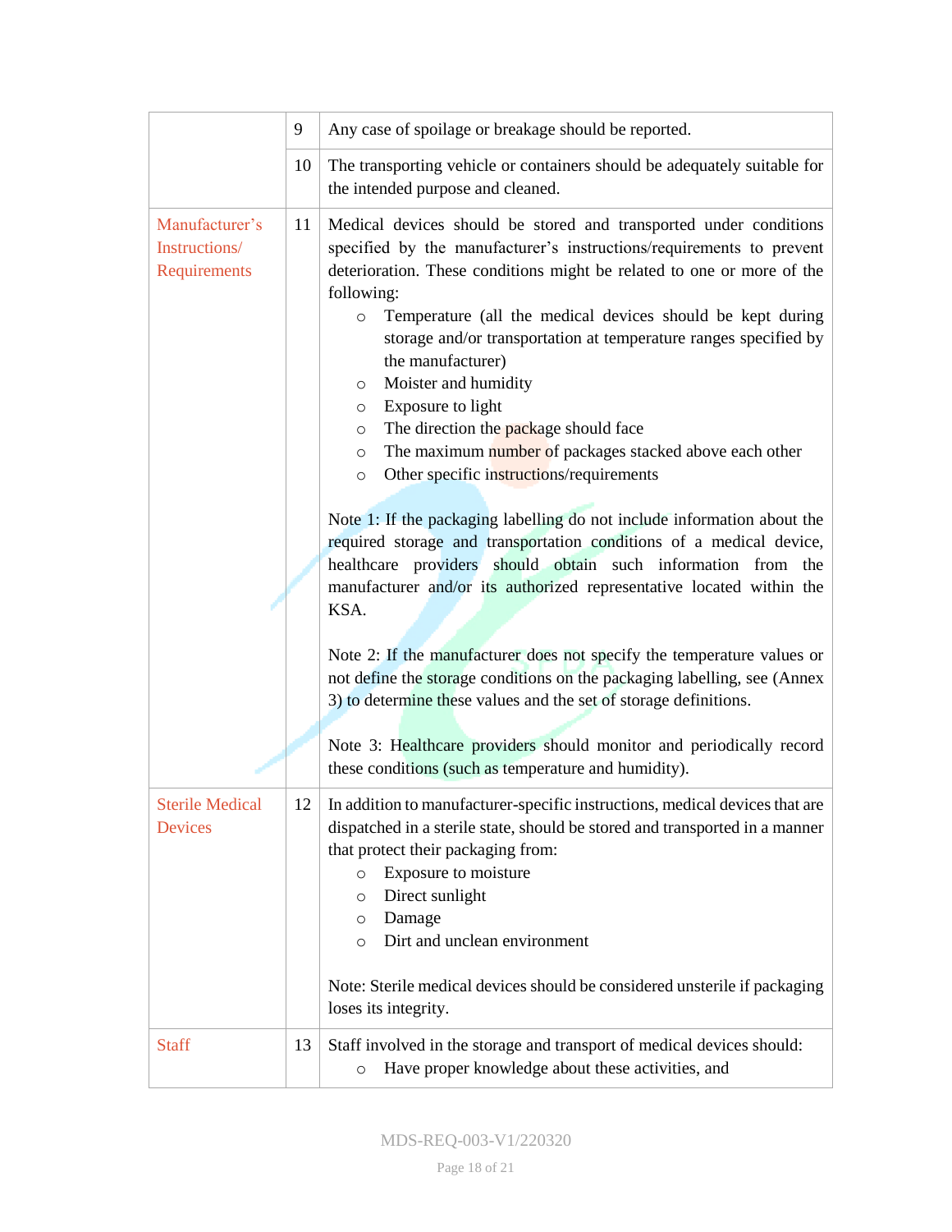| | | |
|---|---|---|
| | 9 | Any case of spoilage or breakage should be reported. |
| | 10 | The transporting vehicle or containers should be adequately suitable for the intended purpose and cleaned. |
| Manufacturer's Instructions/ Requirements | 11 | Medical devices should be stored and transported under conditions specified by the manufacturer's instructions/requirements to prevent deterioration. These conditions might be related to one or more of the following:<br>○ Temperature (all the medical devices should be kept during storage and/or transportation at temperature ranges specified by the manufacturer)<br>○ Moister and humidity<br>○ Exposure to light<br>○ The direction the package should face<br>○ The maximum number of packages stacked above each other<br>○ Other specific instructions/requirements<br><br>Note 1: If the packaging labelling do not include information about the required storage and transportation conditions of a medical device, healthcare providers should obtain such information from the manufacturer and/or its authorized representative located within the KSA.<br><br>Note 2: If the manufacturer does not specify the temperature values or not define the storage conditions on the packaging labelling, see (Annex 3) to determine these values and the set of storage definitions.<br><br>Note 3: Healthcare providers should monitor and periodically record these conditions (such as temperature and humidity). |
| Sterile Medical Devices | 12 | In addition to manufacturer-specific instructions, medical devices that are dispatched in a sterile state, should be stored and transported in a manner that protect their packaging from:<br>○ Exposure to moisture<br>○ Direct sunlight<br>○ Damage<br>○ Dirt and unclean environment<br><br>Note: Sterile medical devices should be considered unsterile if packaging loses its integrity. |
| Staff | 13 | Staff involved in the storage and transport of medical devices should:<br>○ Have proper knowledge about these activities, and |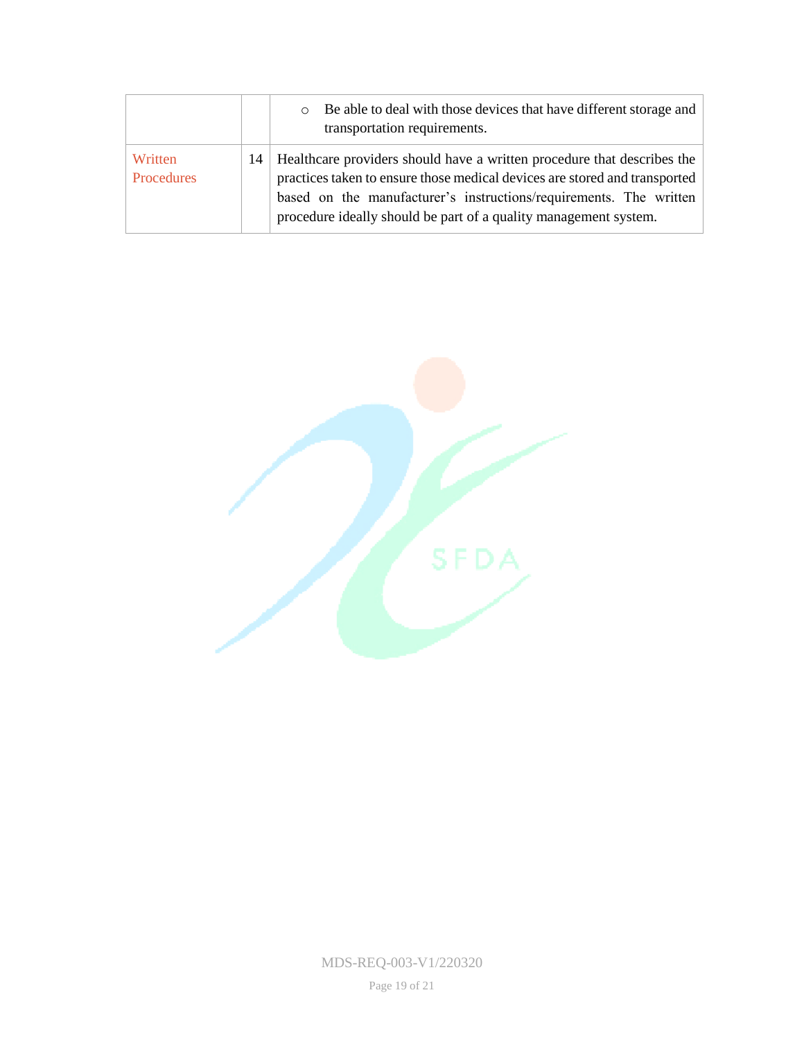| | | |
|---|---|---|
| | | ○ Be able to deal with those devices that have different storage and transportation requirements. |
| Written Procedures | 14 | Healthcare providers should have a written procedure that describes the practices taken to ensure those medical devices are stored and transported based on the manufacturer's instructions/requirements. The written procedure ideally should be part of a quality management system. |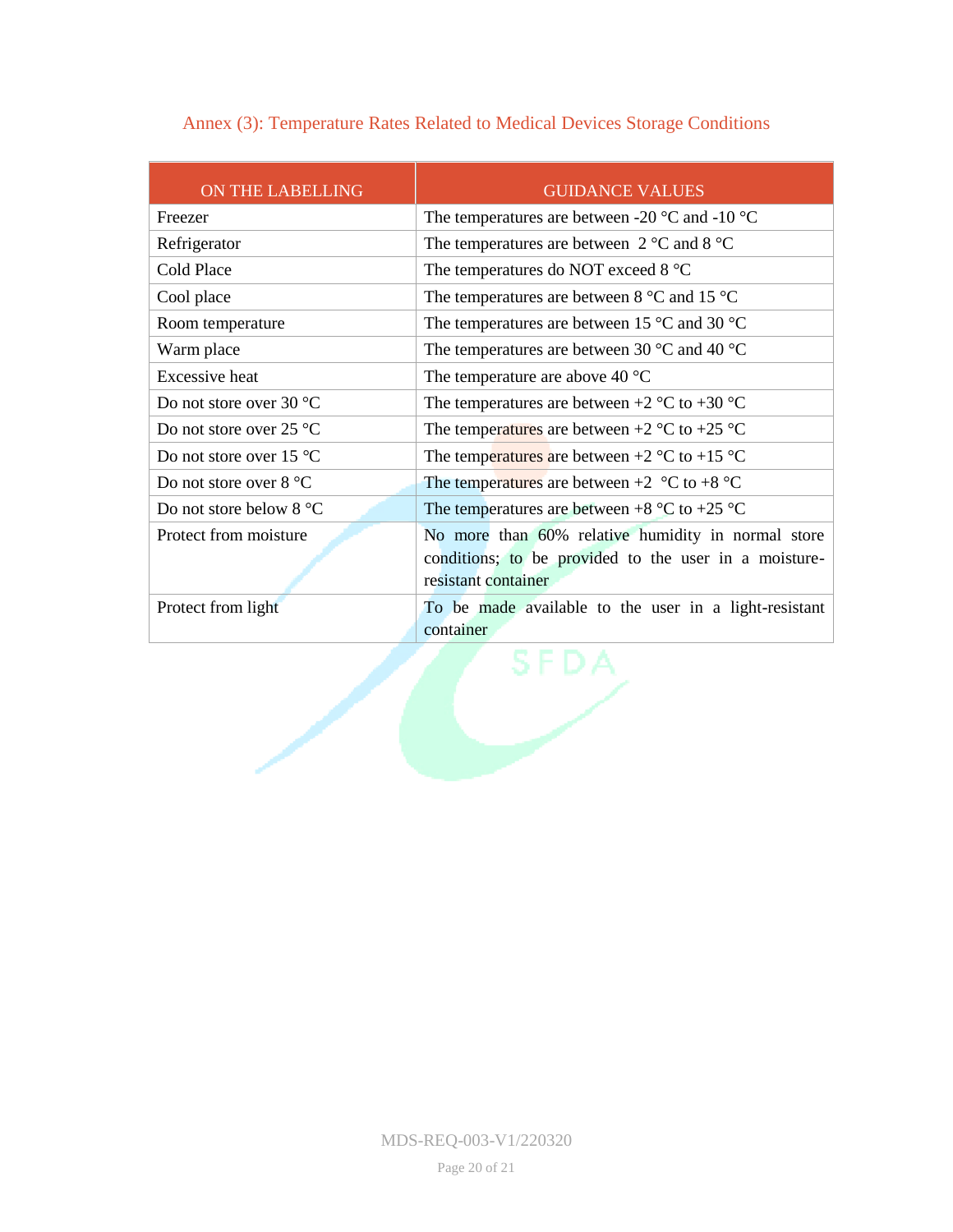## Annex (3): Temperature Rates Related to Medical Devices Storage Conditions

| ON THE LABELLING | GUIDANCE VALUES |
|---|---|
| Freezer | The temperatures are between -20 °C and -10 °C |
| Refrigerator | The temperatures are between 2 °C and 8 °C |
| Cold Place | The temperatures do NOT exceed 8 °C |
| Cool place | The temperatures are between 8 °C and 15 °C |
| Room temperature | The temperatures are between 15 °C and 30 °C |
| Warm place | The temperatures are between 30 °C and 40 °C |
| Excessive heat | The temperature are above 40 °C |
| Do not store over 30 °C | The temperatures are between +2 °C to +30 °C |
| Do not store over 25 °C | The temperatures are between +2 °C to +25 °C |
| Do not store over 15 °C | The temperatures are between +2 °C to +15 °C |
| Do not store over 8 °C | The temperatures are between +2 °C to +8 °C |
| Do not store below 8 °C | The temperatures are between +8 °C to +25 °C |
| Protect from moisture | No more than 60% relative humidity in normal store conditions; to be provided to the user in a moisture-resistant container |
| Protect from light | To be made available to the user in a light-resistant container |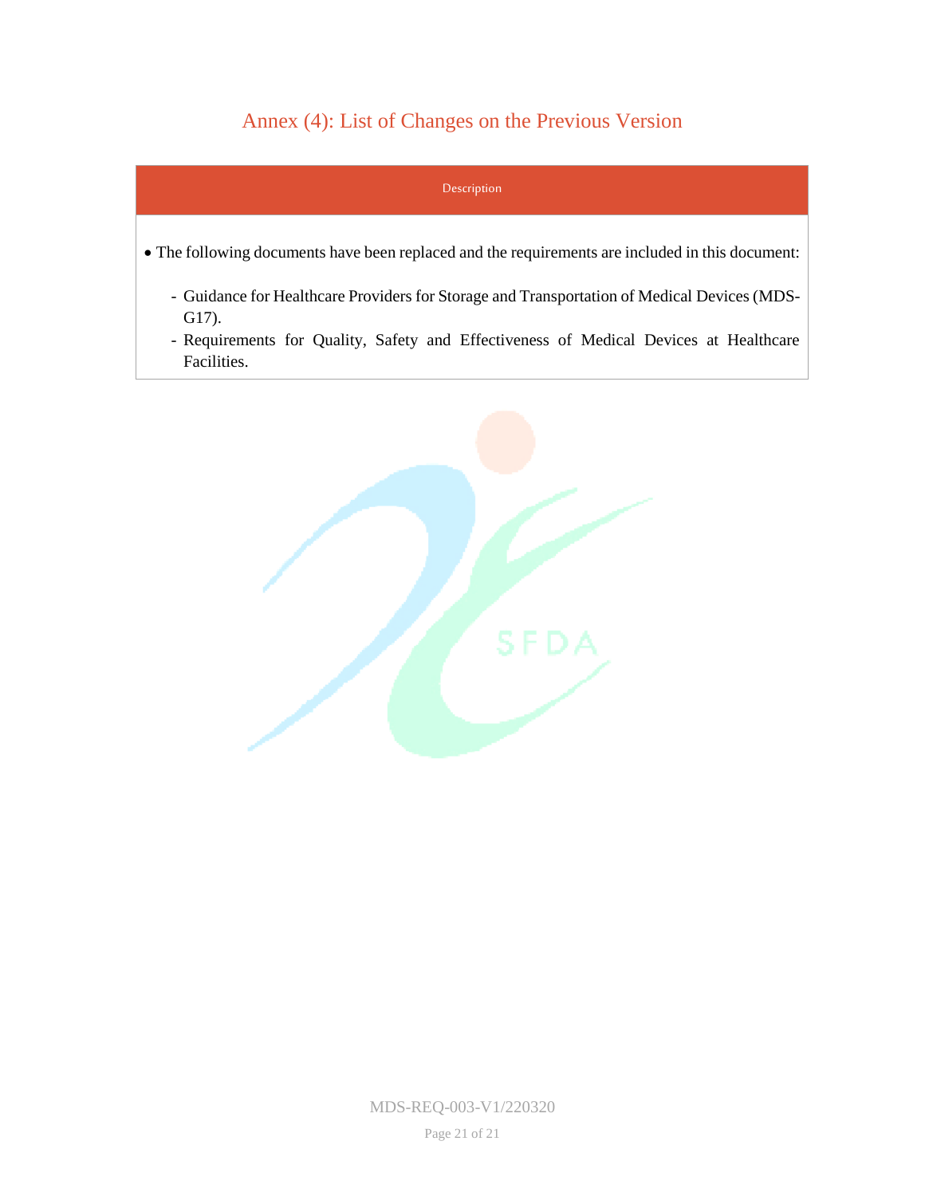# Annex (4): List of Changes on the Previous Version

| Description |
| --- |
| • The following documents have been replaced and the requirements are included in this document:<br>- Guidance for Healthcare Providers for Storage and Transportation of Medical Devices (MDS-G17).<br>- Requirements for Quality, Safety and Effectiveness of Medical Devices at Healthcare Facilities. |

MDS-REQ-003-V1/220320